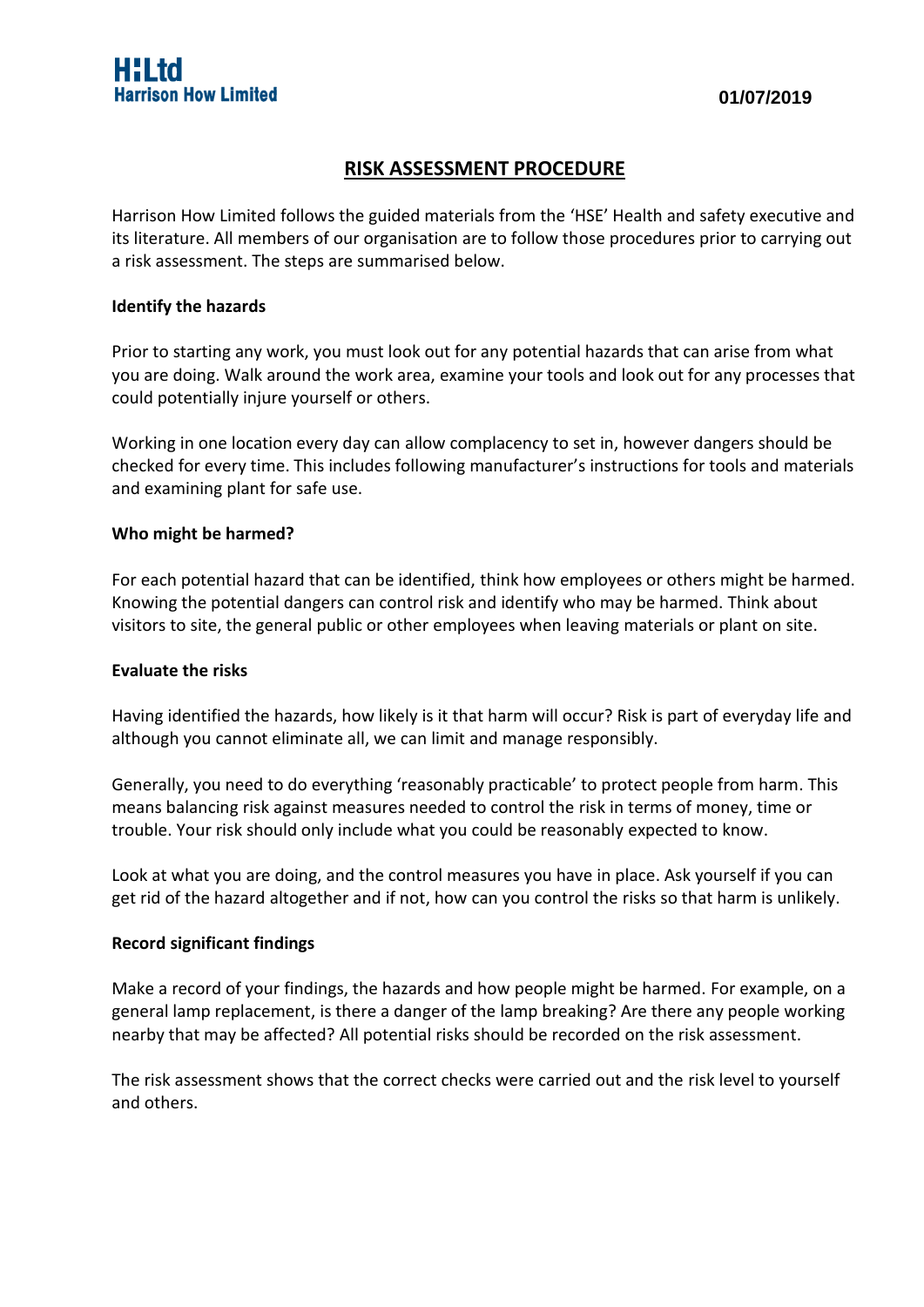**H:Ltd**
**Harrison How Limited**

**01/07/2019**

# RISK ASSESSMENT PROCEDURE

Harrison How Limited follows the guided materials from the 'HSE' Health and safety executive and its literature. All members of our organisation are to follow those procedures prior to carrying out a risk assessment. The steps are summarised below.

**Identify the hazards**

Prior to starting any work, you must look out for any potential hazards that can arise from what you are doing. Walk around the work area, examine your tools and look out for any processes that could potentially injure yourself or others.

Working in one location every day can allow complacency to set in, however dangers should be checked for every time. This includes following manufacturer's instructions for tools and materials and examining plant for safe use.

**Who might be harmed?**

For each potential hazard that can be identified, think how employees or others might be harmed. Knowing the potential dangers can control risk and identify who may be harmed. Think about visitors to site, the general public or other employees when leaving materials or plant on site.

**Evaluate the risks**

Having identified the hazards, how likely is it that harm will occur? Risk is part of everyday life and although you cannot eliminate all, we can limit and manage responsibly.

Generally, you need to do everything 'reasonably practicable' to protect people from harm. This means balancing risk against measures needed to control the risk in terms of money, time or trouble. Your risk should only include what you could be reasonably expected to know.

Look at what you are doing, and the control measures you have in place. Ask yourself if you can get rid of the hazard altogether and if not, how can you control the risks so that harm is unlikely.

**Record significant findings**

Make a record of your findings, the hazards and how people might be harmed. For example, on a general lamp replacement, is there a danger of the lamp breaking? Are there any people working nearby that may be affected? All potential risks should be recorded on the risk assessment.

The risk assessment shows that the correct checks were carried out and the risk level to yourself and others.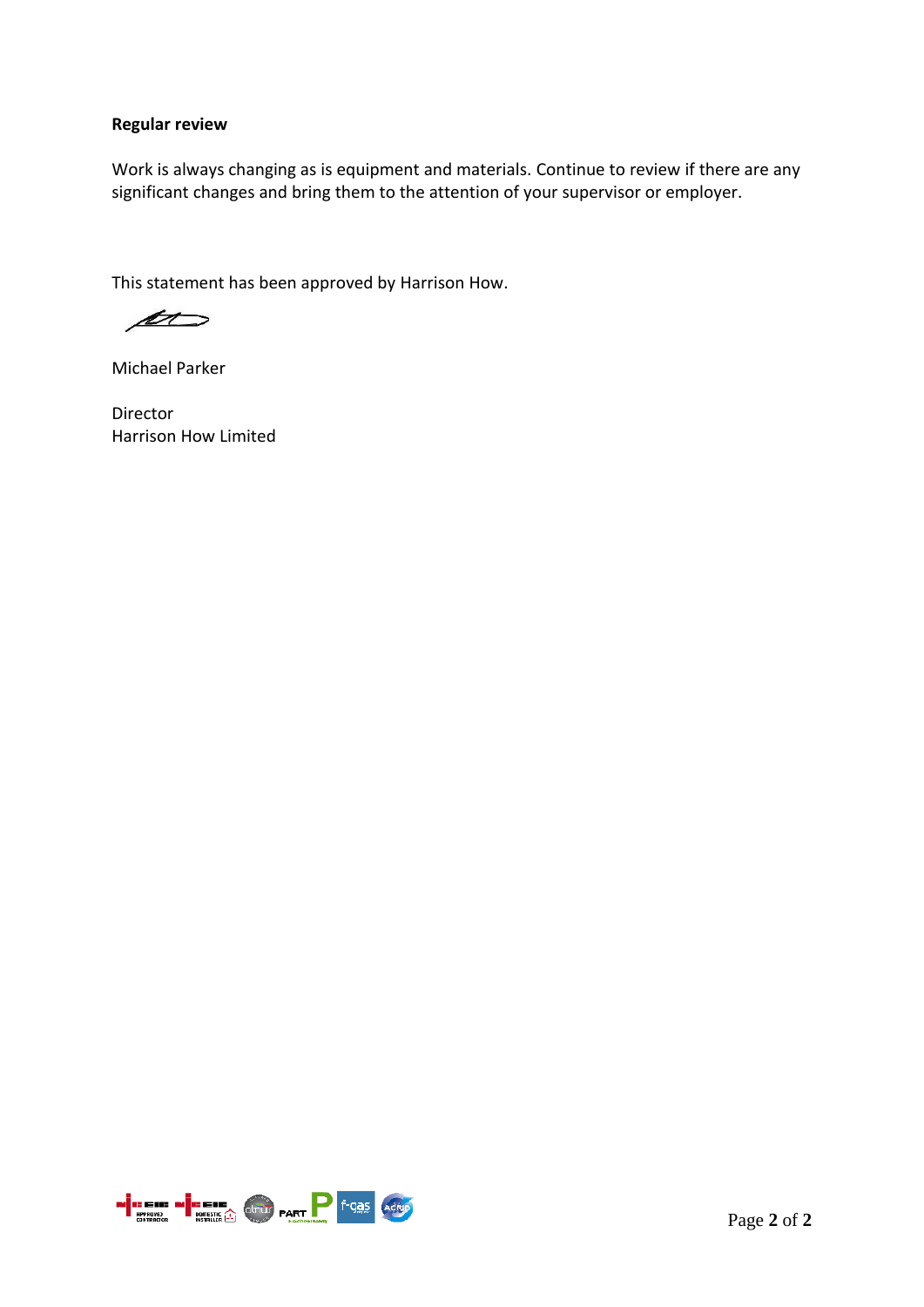**Regular review**

Work is always changing as is equipment and materials. Continue to review if there are any significant changes and bring them to the attention of your supervisor or employer.

This statement has been approved by Harrison How.

Michael Parker

Director
Harrison How Limited